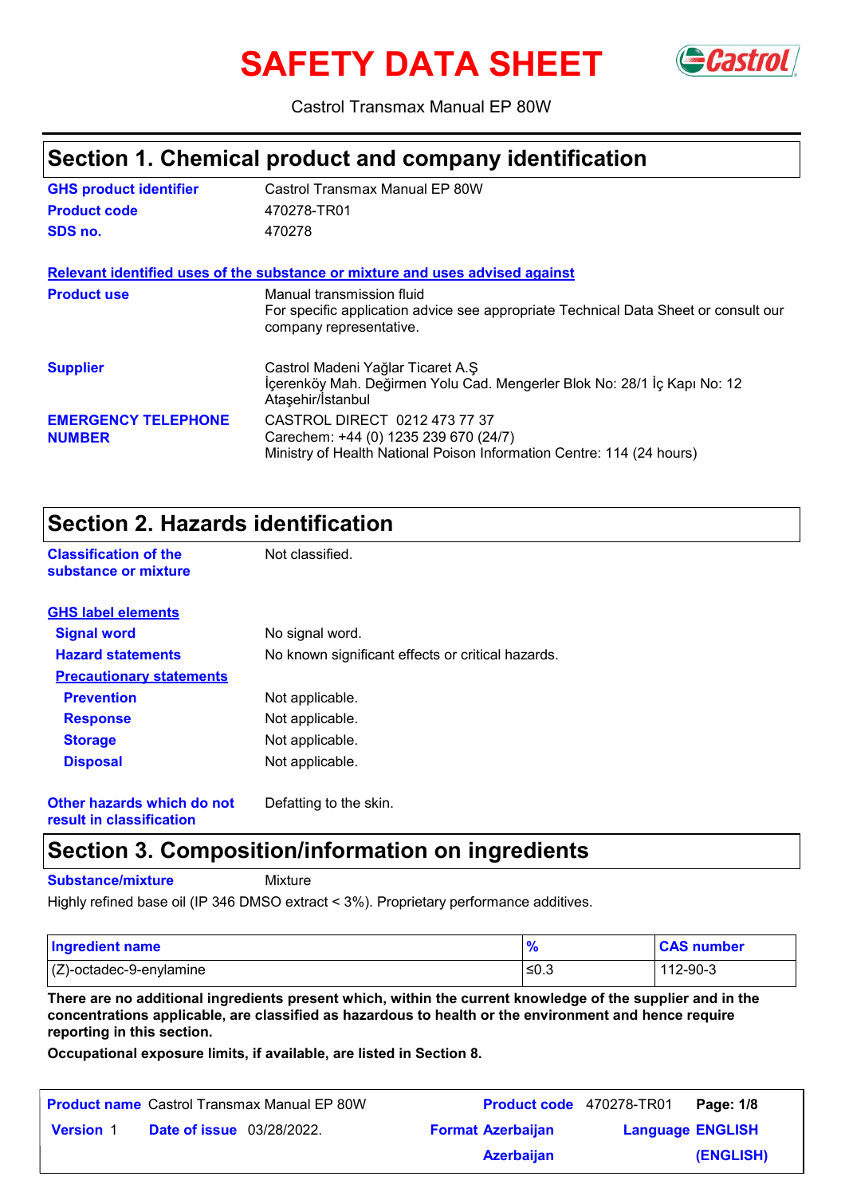# SAFETY DATA SHEET

Castrol Transmax Manual EP 80W

## Section 1. Chemical product and company identification

**GHS product identifier** Castrol Transmax Manual EP 80W

**Product code** 470278-TR01

**SDS no.** 470278

**Relevant identified uses of the substance or mixture and uses advised against**

**Product use** Manual transmission fluid
For specific application advice see appropriate Technical Data Sheet or consult our company representative.

**Supplier** Castrol Madeni Yağlar Ticaret A.Ş
İçerenköy Mah. Değirmen Yolu Cad. Mengerler Blok No: 28/1 İç Kapı No: 12
Ataşehir/İstanbul

**EMERGENCY TELEPHONE NUMBER** CASTROL DIRECT 0212 473 77 37
Carechem: +44 (0) 1235 239 670 (24/7)
Ministry of Health National Poison Information Centre: 114 (24 hours)

## Section 2. Hazards identification

**Classification of the substance or mixture** Not classified.

**GHS label elements**

**Signal word** No signal word.

**Hazard statements** No known significant effects or critical hazards.

**Precautionary statements**

**Prevention** Not applicable.

**Response** Not applicable.

**Storage** Not applicable.

**Disposal** Not applicable.

**Other hazards which do not result in classification** Defatting to the skin.

## Section 3. Composition/information on ingredients

**Substance/mixture** Mixture

Highly refined base oil (IP 346 DMSO extract < 3%). Proprietary performance additives.

| Ingredient name | % | CAS number |
|---|---|---|
| (Z)-octadec-9-enylamine | ≤0.3 | 112-90-3 |

**There are no additional ingredients present which, within the current knowledge of the supplier and in the concentrations applicable, are classified as hazardous to health or the environment and hence require reporting in this section.**

**Occupational exposure limits, if available, are listed in Section 8.**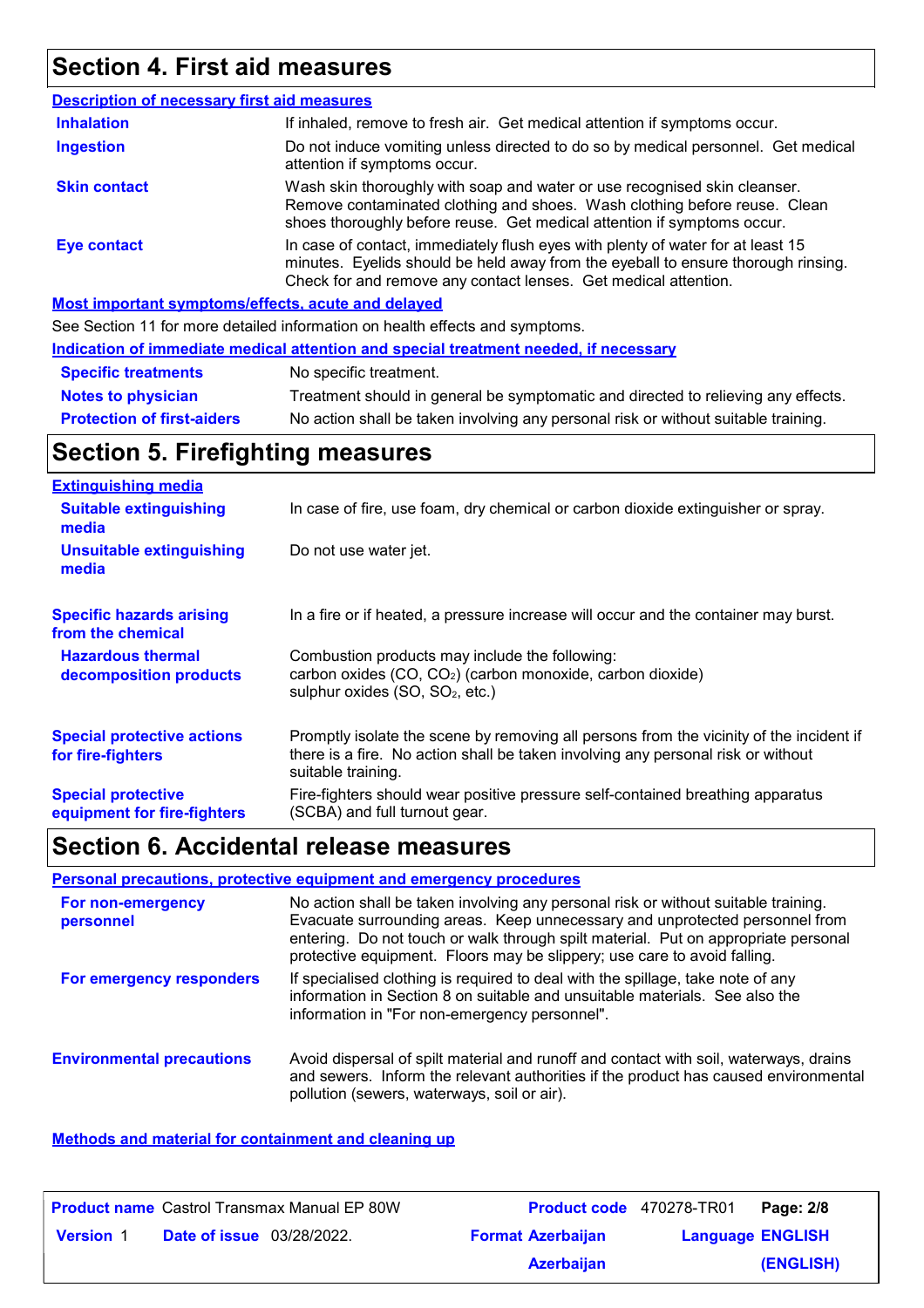## Section 4. First aid measures

**Description of necessary first aid measures**

| | |
|---|---|
| **Inhalation** | If inhaled, remove to fresh air. Get medical attention if symptoms occur. |
| **Ingestion** | Do not induce vomiting unless directed to do so by medical personnel. Get medical attention if symptoms occur. |
| **Skin contact** | Wash skin thoroughly with soap and water or use recognised skin cleanser. Remove contaminated clothing and shoes. Wash clothing before reuse. Clean shoes thoroughly before reuse. Get medical attention if symptoms occur. |
| **Eye contact** | In case of contact, immediately flush eyes with plenty of water for at least 15 minutes. Eyelids should be held away from the eyeball to ensure thorough rinsing. Check for and remove any contact lenses. Get medical attention. |

**Most important symptoms/effects, acute and delayed**

See Section 11 for more detailed information on health effects and symptoms.

**Indication of immediate medical attention and special treatment needed, if necessary**

| | |
|---|---|
| **Specific treatments** | No specific treatment. |
| **Notes to physician** | Treatment should in general be symptomatic and directed to relieving any effects. |
| **Protection of first-aiders** | No action shall be taken involving any personal risk or without suitable training. |

## Section 5. Firefighting measures

**Extinguishing media**

| | |
|---|---|
| **Suitable extinguishing media** | In case of fire, use foam, dry chemical or carbon dioxide extinguisher or spray. |
| **Unsuitable extinguishing media** | Do not use water jet. |

| | |
|---|---|
| **Specific hazards arising from the chemical** | In a fire or if heated, a pressure increase will occur and the container may burst. |
| **Hazardous thermal decomposition products** | Combustion products may include the following: carbon oxides ($CO$, $CO_2$) (carbon monoxide, carbon dioxide) sulphur oxides ($SO$, $SO_2$, etc.) |
| **Special protective actions for fire-fighters** | Promptly isolate the scene by removing all persons from the vicinity of the incident if there is a fire. No action shall be taken involving any personal risk or without suitable training. |
| **Special protective equipment for fire-fighters** | Fire-fighters should wear positive pressure self-contained breathing apparatus (SCBA) and full turnout gear. |

## Section 6. Accidental release measures

**Personal precautions, protective equipment and emergency procedures**

| | |
|---|---|
| **For non-emergency personnel** | No action shall be taken involving any personal risk or without suitable training. Evacuate surrounding areas. Keep unnecessary and unprotected personnel from entering. Do not touch or walk through spilt material. Put on appropriate personal protective equipment. Floors may be slippery; use care to avoid falling. |
| **For emergency responders** | If specialised clothing is required to deal with the spillage, take note of any information in Section 8 on suitable and unsuitable materials. See also the information in "For non-emergency personnel". |

| | |
|---|---|
| **Environmental precautions** | Avoid dispersal of spilt material and runoff and contact with soil, waterways, drains and sewers. Inform the relevant authorities if the product has caused environmental pollution (sewers, waterways, soil or air). |

**Methods and material for containment and cleaning up**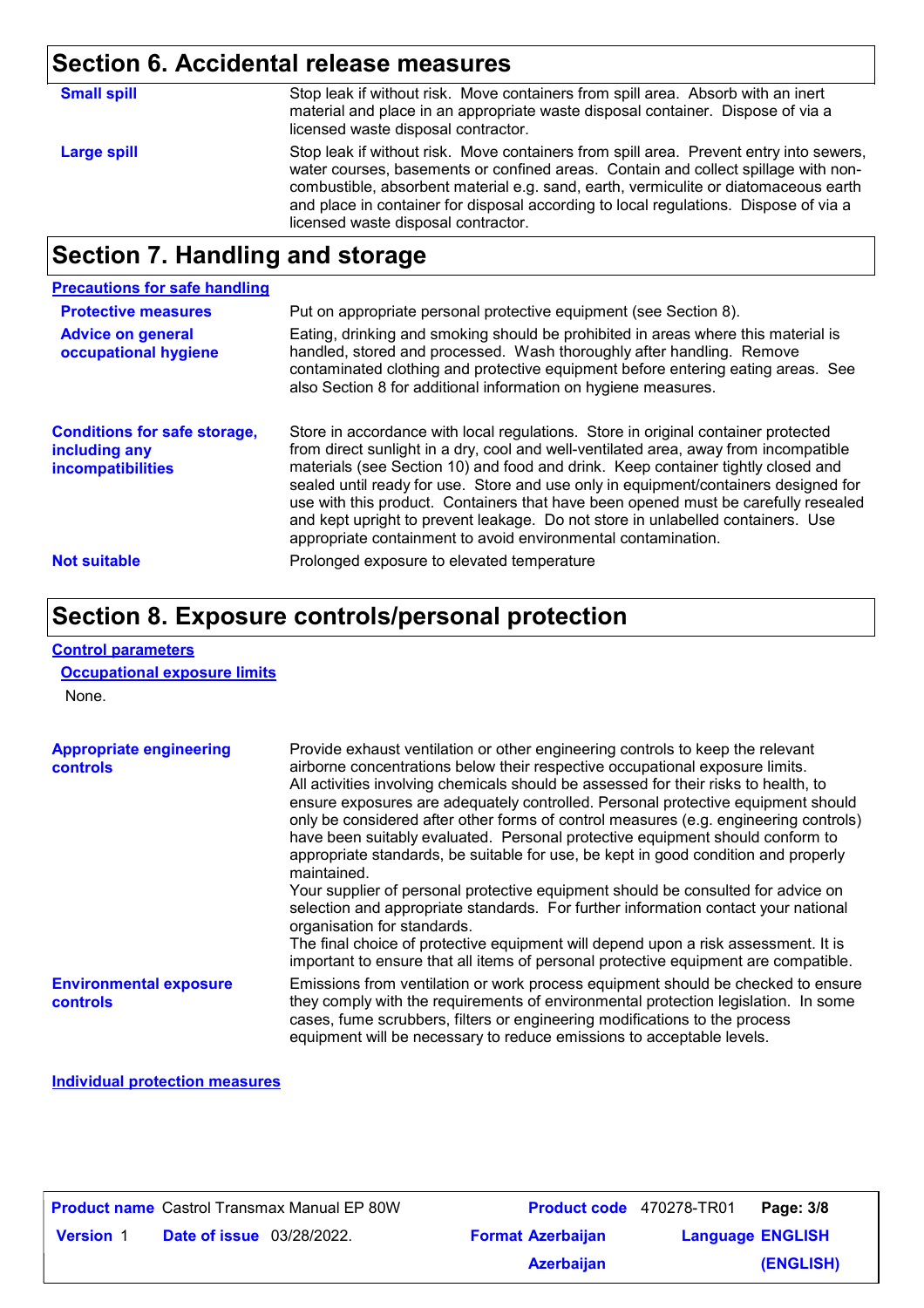## Section 6. Accidental release measures

**Small spill**
Stop leak if without risk. Move containers from spill area. Absorb with an inert material and place in an appropriate waste disposal container. Dispose of via a licensed waste disposal contractor.

**Large spill**
Stop leak if without risk. Move containers from spill area. Prevent entry into sewers, water courses, basements or confined areas. Contain and collect spillage with non-combustible, absorbent material e.g. sand, earth, vermiculite or diatomaceous earth and place in container for disposal according to local regulations. Dispose of via a licensed waste disposal contractor.

## Section 7. Handling and storage

### Precautions for safe handling

**Protective measures**
Put on appropriate personal protective equipment (see Section 8).

**Advice on general occupational hygiene**
Eating, drinking and smoking should be prohibited in areas where this material is handled, stored and processed. Wash thoroughly after handling. Remove contaminated clothing and protective equipment before entering eating areas. See also Section 8 for additional information on hygiene measures.

**Conditions for safe storage, including any incompatibilities**
Store in accordance with local regulations. Store in original container protected from direct sunlight in a dry, cool and well-ventilated area, away from incompatible materials (see Section 10) and food and drink. Keep container tightly closed and sealed until ready for use. Store and use only in equipment/containers designed for use with this product. Containers that have been opened must be carefully resealed and kept upright to prevent leakage. Do not store in unlabelled containers. Use appropriate containment to avoid environmental contamination.

**Not suitable**
Prolonged exposure to elevated temperature

## Section 8. Exposure controls/personal protection

### Control parameters

#### Occupational exposure limits

None.

**Appropriate engineering controls**
Provide exhaust ventilation or other engineering controls to keep the relevant airborne concentrations below their respective occupational exposure limits.
All activities involving chemicals should be assessed for their risks to health, to ensure exposures are adequately controlled. Personal protective equipment should only be considered after other forms of control measures (e.g. engineering controls) have been suitably evaluated. Personal protective equipment should conform to appropriate standards, be suitable for use, be kept in good condition and properly maintained.
Your supplier of personal protective equipment should be consulted for advice on selection and appropriate standards. For further information contact your national organisation for standards.
The final choice of protective equipment will depend upon a risk assessment. It is important to ensure that all items of personal protective equipment are compatible.

**Environmental exposure controls**
Emissions from ventilation or work process equipment should be checked to ensure they comply with the requirements of environmental protection legislation. In some cases, fume scrubbers, filters or engineering modifications to the process equipment will be necessary to reduce emissions to acceptable levels.

### Individual protection measures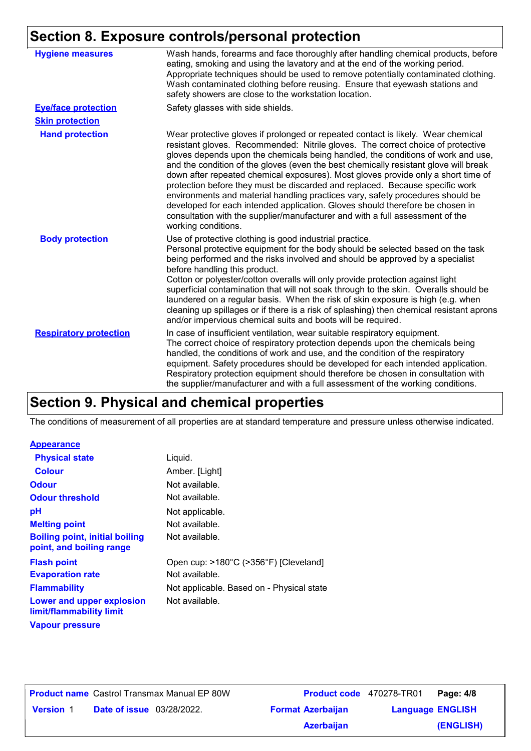## Section 8. Exposure controls/personal protection

| | |
|---|---|
| **Hygiene measures** | Wash hands, forearms and face thoroughly after handling chemical products, before eating, smoking and using the lavatory and at the end of the working period. Appropriate techniques should be used to remove potentially contaminated clothing. Wash contaminated clothing before reusing. Ensure that eyewash stations and safety showers are close to the workstation location. |
| **Eye/face protection** | Safety glasses with side shields. |
| **Skin protection** | |
| **Hand protection** | Wear protective gloves if prolonged or repeated contact is likely. Wear chemical resistant gloves. Recommended: Nitrile gloves. The correct choice of protective gloves depends upon the chemicals being handled, the conditions of work and use, and the condition of the gloves (even the best chemically resistant glove will break down after repeated chemical exposures). Most gloves provide only a short time of protection before they must be discarded and replaced. Because specific work environments and material handling practices vary, safety procedures should be developed for each intended application. Gloves should therefore be chosen in consultation with the supplier/manufacturer and with a full assessment of the working conditions. |
| **Body protection** | Use of protective clothing is good industrial practice. Personal protective equipment for the body should be selected based on the task being performed and the risks involved and should be approved by a specialist before handling this product. Cotton or polyester/cotton overalls will only provide protection against light superficial contamination that will not soak through to the skin. Overalls should be laundered on a regular basis. When the risk of skin exposure is high (e.g. when cleaning up spillages or if there is a risk of splashing) then chemical resistant aprons and/or impervious chemical suits and boots will be required. |
| **Respiratory protection** | In case of insufficient ventilation, wear suitable respiratory equipment. The correct choice of respiratory protection depends upon the chemicals being handled, the conditions of work and use, and the condition of the respiratory equipment. Safety procedures should be developed for each intended application. Respiratory protection equipment should therefore be chosen in consultation with the supplier/manufacturer and with a full assessment of the working conditions. |

## Section 9. Physical and chemical properties

The conditions of measurement of all properties are at standard temperature and pressure unless otherwise indicated.

| | |
|---|---|
| **Appearance** | |
| **Physical state** | Liquid. |
| **Colour** | Amber. [Light] |
| **Odour** | Not available. |
| **Odour threshold** | Not available. |
| **pH** | Not applicable. |
| **Melting point** | Not available. |
| **Boiling point, initial boiling point, and boiling range** | Not available. |
| **Flash point** | Open cup: >180°C (>356°F) [Cleveland] |
| **Evaporation rate** | Not available. |
| **Flammability** | Not applicable. Based on - Physical state |
| **Lower and upper explosion limit/flammability limit** | Not available. |
| **Vapour pressure** | |

| | | | | | |
|---|---|---|---|---|---|
| **Product name** | Castrol Transmax Manual EP 80W | **Product code** | 470278-TR01 | | |
| **Version** 1 | **Date of issue** 03/28/2022. | **Format** | Azerbaijan Azerbaijan | **Language** | ENGLISH (ENGLISH) |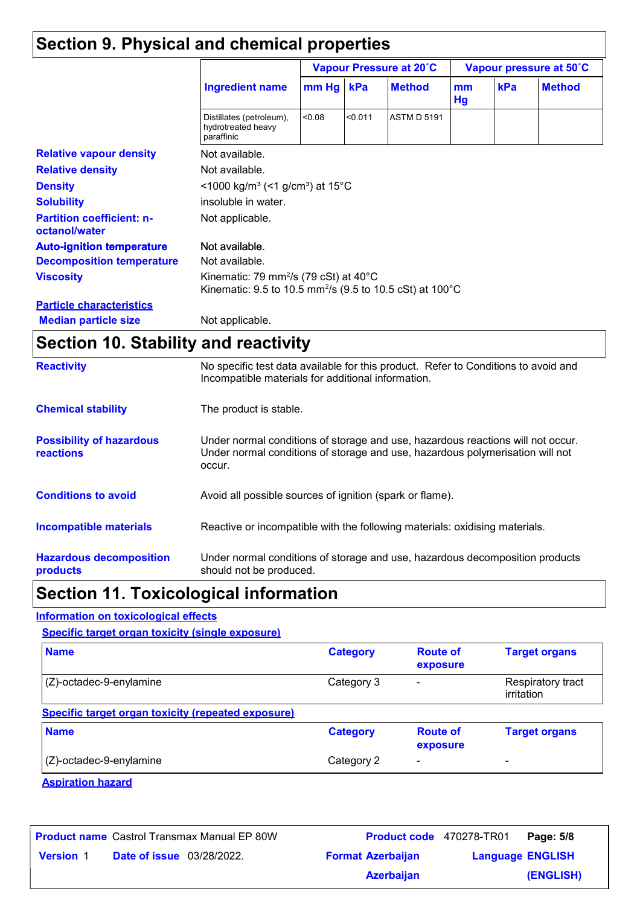## Section 9. Physical and chemical properties

| Ingredient name | Vapour Pressure at 20˚C | | | Vapour pressure at 50˚C | | |
|---|---|---|---|---|---|---|
| | mm Hg | kPa | Method | mm Hg | kPa | Method |
| Distillates (petroleum), hydrotreated heavy paraffinic | <0.08 | <0.011 | ASTM D 5191 | | | |

**Relative vapour density** Not available.

**Relative density** Not available.

**Density** <1000 kg/m³ (<1 g/cm³) at 15°C

**Solubility** insoluble in water.

**Partition coefficient: n-octanol/water** Not applicable.

**Auto-ignition temperature** Not available.

**Decomposition temperature** Not available.

**Viscosity** Kinematic: 79 $mm^2/s$ (79 cSt) at 40°C
Kinematic: 9.5 to 10.5 $mm^2/s$ (9.5 to 10.5 cSt) at 100°C

**Particle characteristics**

**Median particle size** Not applicable.

## Section 10. Stability and reactivity

**Reactivity** No specific test data available for this product. Refer to Conditions to avoid and Incompatible materials for additional information.

**Chemical stability** The product is stable.

**Possibility of hazardous reactions** Under normal conditions of storage and use, hazardous reactions will not occur. Under normal conditions of storage and use, hazardous polymerisation will not occur.

**Conditions to avoid** Avoid all possible sources of ignition (spark or flame).

**Incompatible materials** Reactive or incompatible with the following materials: oxidising materials.

**Hazardous decomposition products** Under normal conditions of storage and use, hazardous decomposition products should not be produced.

## Section 11. Toxicological information

**Information on toxicological effects**

**Specific target organ toxicity (single exposure)**

| Name | Category | Route of exposure | Target organs |
|---|---|---|---|
| (Z)-octadec-9-enylamine | Category 3 | - | Respiratory tract irritation |

**Specific target organ toxicity (repeated exposure)**

| Name | Category | Route of exposure | Target organs |
|---|---|---|---|
| (Z)-octadec-9-enylamine | Category 2 | - | - |

**Aspiration hazard**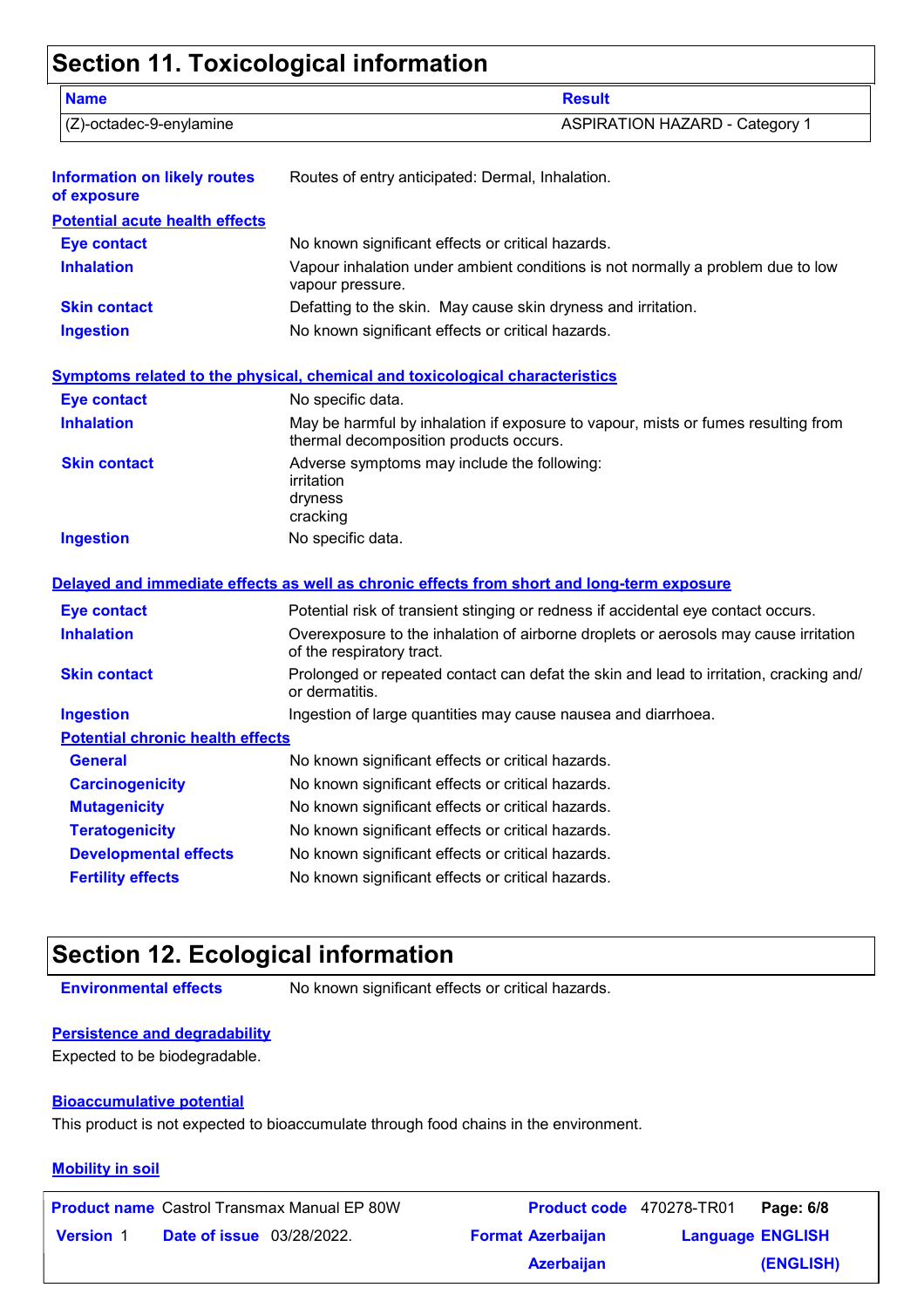## Section 11. Toxicological information

| Name | Result |
| --- | --- |
| (Z)-octadec-9-enylamine | ASPIRATION HAZARD - Category 1 |

**Information on likely routes of exposure**: Routes of entry anticipated: Dermal, Inhalation.

**Potential acute health effects**

| | |
| --- | --- |
| **Eye contact** | No known significant effects or critical hazards. |
| **Inhalation** | Vapour inhalation under ambient conditions is not normally a problem due to low vapour pressure. |
| **Skin contact** | Defatting to the skin. May cause skin dryness and irritation. |
| **Ingestion** | No known significant effects or critical hazards. |

**Symptoms related to the physical, chemical and toxicological characteristics**

| | |
| --- | --- |
| **Eye contact** | No specific data. |
| **Inhalation** | May be harmful by inhalation if exposure to vapour, mists or fumes resulting from thermal decomposition products occurs. |
| **Skin contact** | Adverse symptoms may include the following: irritation dryness cracking |
| **Ingestion** | No specific data. |

**Delayed and immediate effects as well as chronic effects from short and long-term exposure**

| | |
| --- | --- |
| **Eye contact** | Potential risk of transient stinging or redness if accidental eye contact occurs. |
| **Inhalation** | Overexposure to the inhalation of airborne droplets or aerosols may cause irritation of the respiratory tract. |
| **Skin contact** | Prolonged or repeated contact can defat the skin and lead to irritation, cracking and/or dermatitis. |
| **Ingestion** | Ingestion of large quantities may cause nausea and diarrhoea. |

**Potential chronic health effects**

| | |
| --- | --- |
| **General** | No known significant effects or critical hazards. |
| **Carcinogenicity** | No known significant effects or critical hazards. |
| **Mutagenicity** | No known significant effects or critical hazards. |
| **Teratogenicity** | No known significant effects or critical hazards. |
| **Developmental effects** | No known significant effects or critical hazards. |
| **Fertility effects** | No known significant effects or critical hazards. |

## Section 12. Ecological information

**Environmental effects**: No known significant effects or critical hazards.

**Persistence and degradability**

Expected to be biodegradable.

**Bioaccumulative potential**

This product is not expected to bioaccumulate through food chains in the environment.

**Mobility in soil**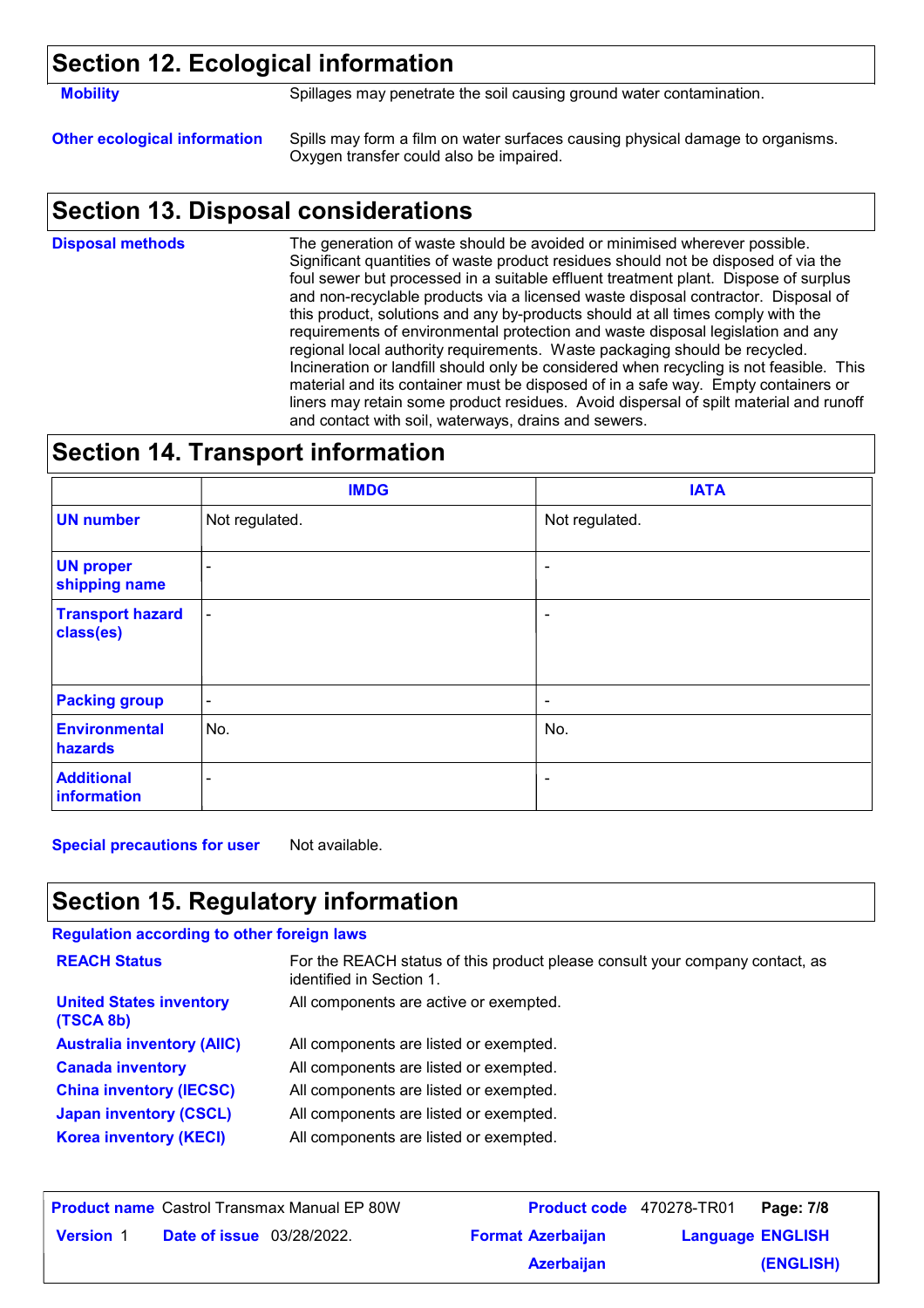## Section 12. Ecological information

**Mobility** Spillages may penetrate the soil causing ground water contamination.

**Other ecological information** Spills may form a film on water surfaces causing physical damage to organisms. Oxygen transfer could also be impaired.

## Section 13. Disposal considerations

**Disposal methods** The generation of waste should be avoided or minimised wherever possible. Significant quantities of waste product residues should not be disposed of via the foul sewer but processed in a suitable effluent treatment plant. Dispose of surplus and non-recyclable products via a licensed waste disposal contractor. Disposal of this product, solutions and any by-products should at all times comply with the requirements of environmental protection and waste disposal legislation and any regional local authority requirements. Waste packaging should be recycled. Incineration or landfill should only be considered when recycling is not feasible. This material and its container must be disposed of in a safe way. Empty containers or liners may retain some product residues. Avoid dispersal of spilt material and runoff and contact with soil, waterways, drains and sewers.

## Section 14. Transport information

| | IMDG | IATA |
|---|---|---|
| **UN number** | Not regulated. | Not regulated. |
| **UN proper shipping name** | - | - |
| **Transport hazard class(es)** | - | - |
| **Packing group** | - | - |
| **Environmental hazards** | No. | No. |
| **Additional information** | - | - |

**Special precautions for user** Not available.

## Section 15. Regulatory information

**Regulation according to other foreign laws**

**REACH Status** For the REACH status of this product please consult your company contact, as identified in Section 1.

**United States inventory (TSCA 8b)** All components are active or exempted.

**Australia inventory (AIIC)** All components are listed or exempted.

**Canada inventory** All components are listed or exempted.

**China inventory (IECSC)** All components are listed or exempted.

**Japan inventory (CSCL)** All components are listed or exempted.

**Korea inventory (KECI)** All components are listed or exempted.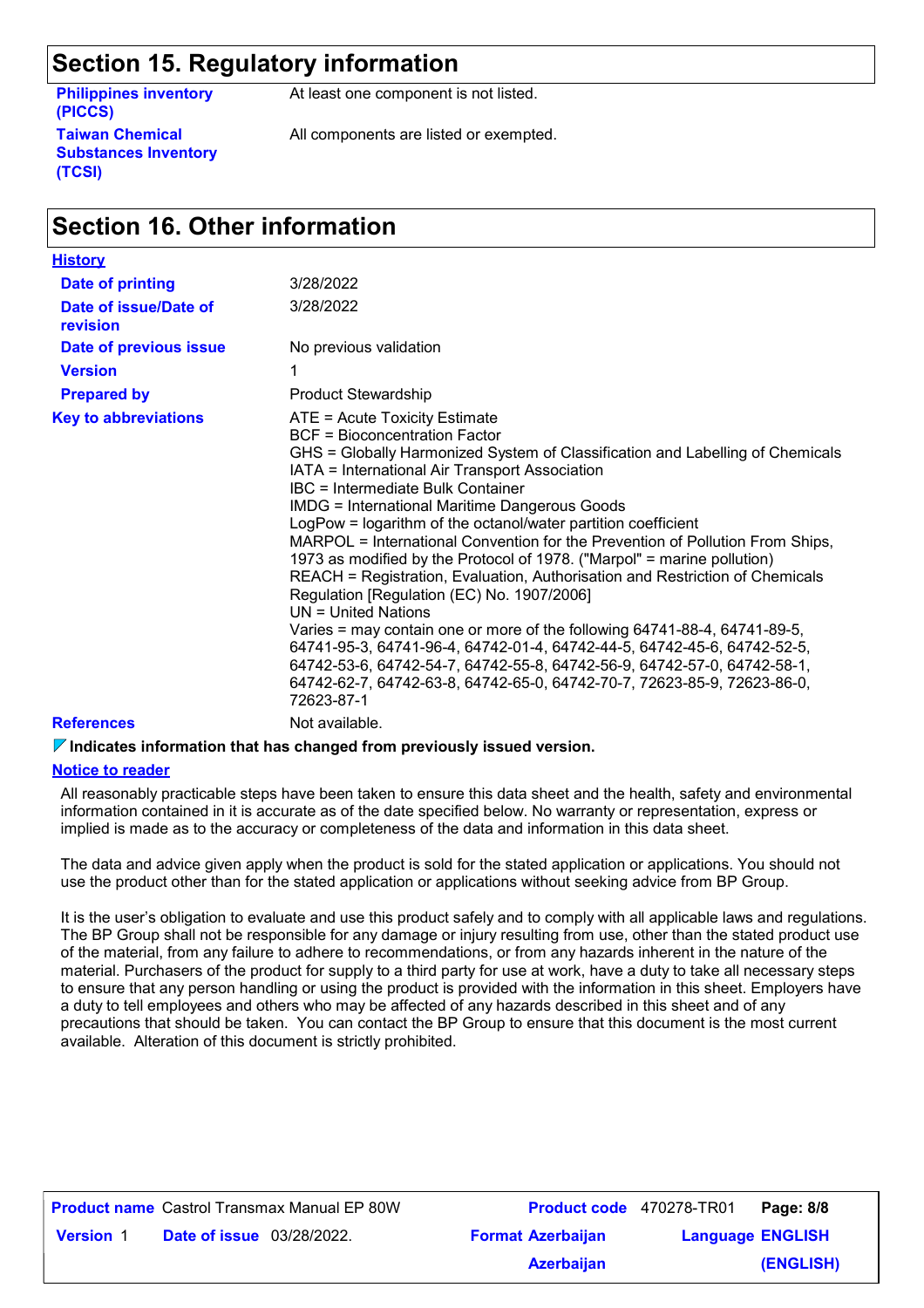## Section 15. Regulatory information

| | |
|---|---|
| **Philippines inventory (PICCS)** | At least one component is not listed. |
| **Taiwan Chemical Substances Inventory (TCSI)** | All components are listed or exempted. |

## Section 16. Other information

**History**

| | |
|---|---|
| **Date of printing** | 3/28/2022 |
| **Date of issue/Date of revision** | 3/28/2022 |
| **Date of previous issue** | No previous validation |
| **Version** | 1 |
| **Prepared by** | Product Stewardship |

**Key to abbreviations**

ATE = Acute Toxicity Estimate
BCF = Bioconcentration Factor
GHS = Globally Harmonized System of Classification and Labelling of Chemicals
IATA = International Air Transport Association
IBC = Intermediate Bulk Container
IMDG = International Maritime Dangerous Goods
LogPow = logarithm of the octanol/water partition coefficient
MARPOL = International Convention for the Prevention of Pollution From Ships, 1973 as modified by the Protocol of 1978. ("Marpol" = marine pollution)
REACH = Registration, Evaluation, Authorisation and Restriction of Chemicals Regulation [Regulation (EC) No. 1907/2006]
UN = United Nations
Varies = may contain one or more of the following 64741-88-4, 64741-89-5, 64741-95-3, 64741-96-4, 64742-01-4, 64742-44-5, 64742-45-6, 64742-52-5, 64742-53-6, 64742-54-7, 64742-55-8, 64742-56-9, 64742-57-0, 64742-58-1, 64742-62-7, 64742-63-8, 64742-65-0, 64742-70-7, 72623-85-9, 72623-86-0, 72623-87-1

**References** Not available.

**Indicates information that has changed from previously issued version.**

**Notice to reader**

All reasonably practicable steps have been taken to ensure this data sheet and the health, safety and environmental information contained in it is accurate as of the date specified below. No warranty or representation, express or implied is made as to the accuracy or completeness of the data and information in this data sheet.

The data and advice given apply when the product is sold for the stated application or applications. You should not use the product other than for the stated application or applications without seeking advice from BP Group.

It is the user's obligation to evaluate and use this product safely and to comply with all applicable laws and regulations. The BP Group shall not be responsible for any damage or injury resulting from use, other than the stated product use of the material, from any failure to adhere to recommendations, or from any hazards inherent in the nature of the material. Purchasers of the product for supply to a third party for use at work, have a duty to take all necessary steps to ensure that any person handling or using the product is provided with the information in this sheet. Employers have a duty to tell employees and others who may be affected of any hazards described in this sheet and of any precautions that should be taken. You can contact the BP Group to ensure that this document is the most current available. Alteration of this document is strictly prohibited.